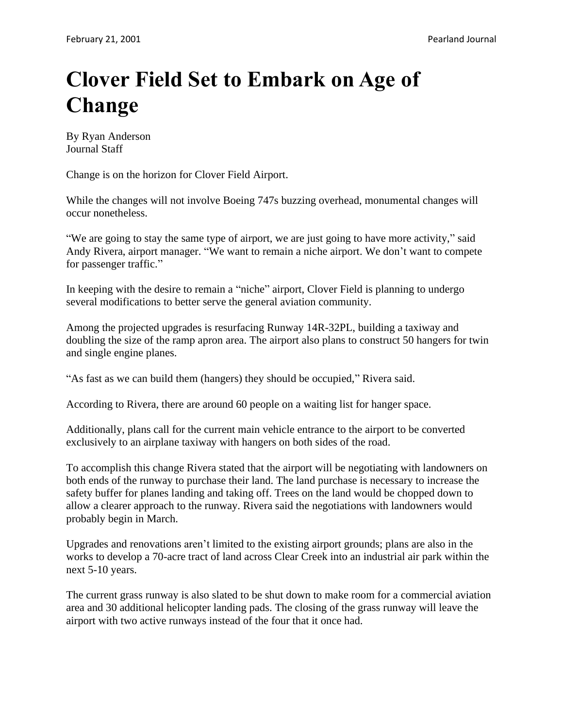# Clover Field Set to Embark on Age of Change

By Ryan Anderson
Journal Staff

Change is on the horizon for Clover Field Airport.

While the changes will not involve Boeing 747s buzzing overhead, monumental changes will occur nonetheless.

“We are going to stay the same type of airport, we are just going to have more activity,” said Andy Rivera, airport manager. “We want to remain a niche airport. We don’t want to compete for passenger traffic.”

In keeping with the desire to remain a “niche” airport, Clover Field is planning to undergo several modifications to better serve the general aviation community.

Among the projected upgrades is resurfacing Runway 14R-32PL, building a taxiway and doubling the size of the ramp apron area. The airport also plans to construct 50 hangers for twin and single engine planes.

“As fast as we can build them (hangers) they should be occupied,” Rivera said.

According to Rivera, there are around 60 people on a waiting list for hanger space.

Additionally, plans call for the current main vehicle entrance to the airport to be converted exclusively to an airplane taxiway with hangers on both sides of the road.

To accomplish this change Rivera stated that the airport will be negotiating with landowners on both ends of the runway to purchase their land. The land purchase is necessary to increase the safety buffer for planes landing and taking off. Trees on the land would be chopped down to allow a clearer approach to the runway. Rivera said the negotiations with landowners would probably begin in March.

Upgrades and renovations aren’t limited to the existing airport grounds; plans are also in the works to develop a 70-acre tract of land across Clear Creek into an industrial air park within the next 5-10 years.

The current grass runway is also slated to be shut down to make room for a commercial aviation area and 30 additional helicopter landing pads. The closing of the grass runway will leave the airport with two active runways instead of the four that it once had.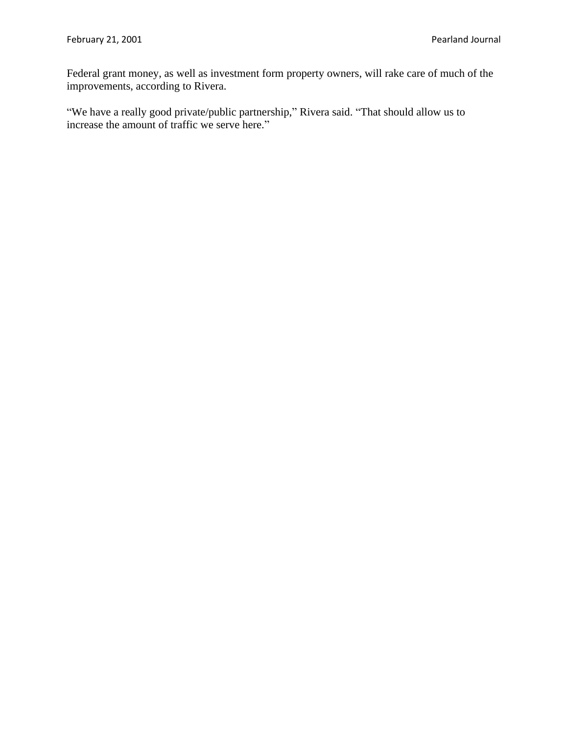Federal grant money, as well as investment form property owners, will rake care of much of the improvements, according to Rivera.

"We have a really good private/public partnership," Rivera said. "That should allow us to increase the amount of traffic we serve here."